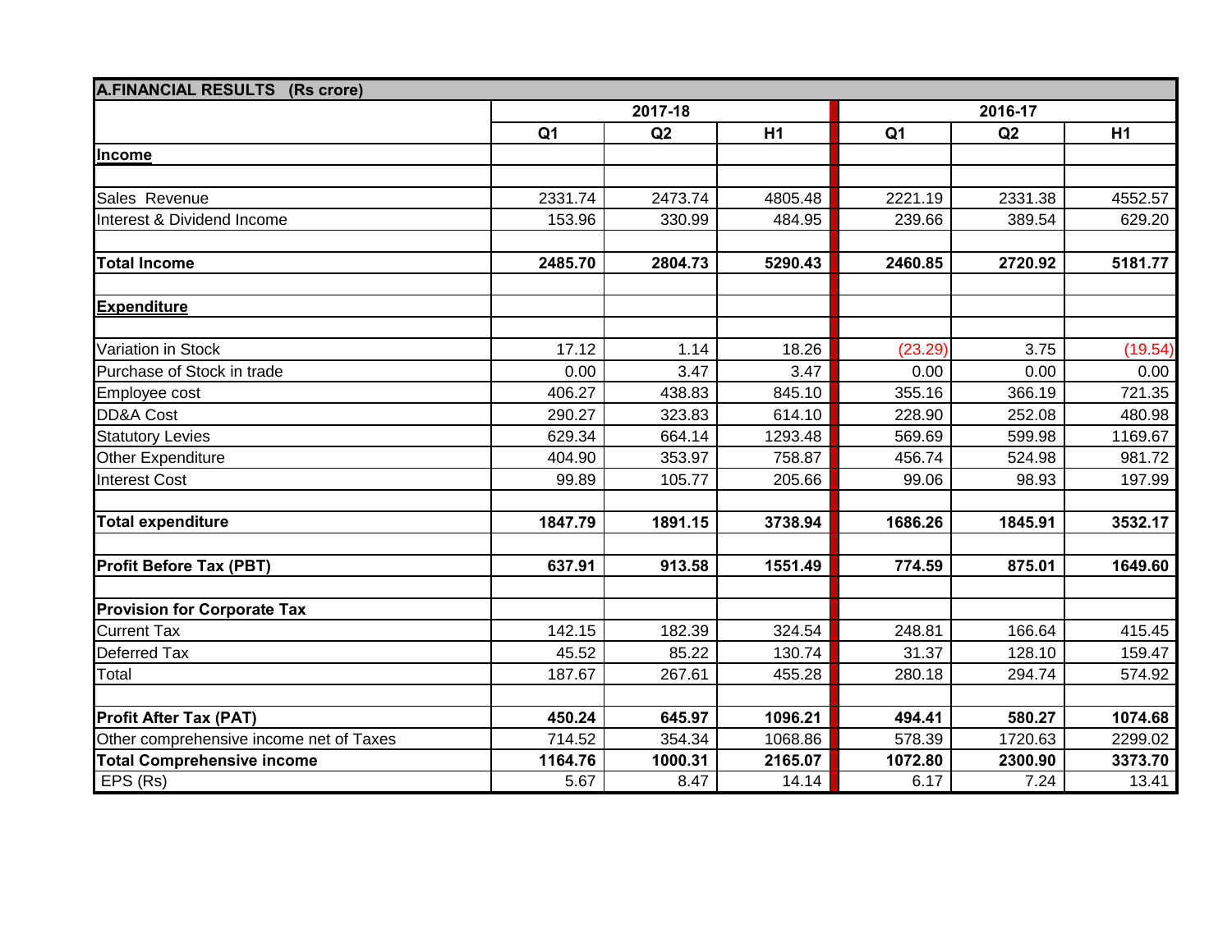| A.FINANCIAL RESULTS (Rs crore) | | | | | | |
|---|---|---|---|---|---|---|
| | 2017-18 | | | 2016-17 | | |
| | Q1 | Q2 | H1 | Q1 | Q2 | H1 |
| **Income** | | | | | | |
| | | | | | | |
| Sales Revenue | 2331.74 | 2473.74 | 4805.48 | 2221.19 | 2331.38 | 4552.57 |
| Interest & Dividend Income | 153.96 | 330.99 | 484.95 | 239.66 | 389.54 | 629.20 |
| | | | | | | |
| **Total Income** | **2485.70** | **2804.73** | **5290.43** | **2460.85** | **2720.92** | **5181.77** |
| | | | | | | |
| **Expenditure** | | | | | | |
| | | | | | | |
| Variation in Stock | 17.12 | 1.14 | 18.26 | (23.29) | 3.75 | (19.54) |
| Purchase of Stock in trade | 0.00 | 3.47 | 3.47 | 0.00 | 0.00 | 0.00 |
| Employee cost | 406.27 | 438.83 | 845.10 | 355.16 | 366.19 | 721.35 |
| DD&A Cost | 290.27 | 323.83 | 614.10 | 228.90 | 252.08 | 480.98 |
| Statutory Levies | 629.34 | 664.14 | 1293.48 | 569.69 | 599.98 | 1169.67 |
| Other Expenditure | 404.90 | 353.97 | 758.87 | 456.74 | 524.98 | 981.72 |
| Interest Cost | 99.89 | 105.77 | 205.66 | 99.06 | 98.93 | 197.99 |
| | | | | | | |
| **Total expenditure** | **1847.79** | **1891.15** | **3738.94** | **1686.26** | **1845.91** | **3532.17** |
| | | | | | | |
| **Profit Before Tax (PBT)** | **637.91** | **913.58** | **1551.49** | **774.59** | **875.01** | **1649.60** |
| | | | | | | |
| **Provision for Corporate Tax** | | | | | | |
| Current Tax | 142.15 | 182.39 | 324.54 | 248.81 | 166.64 | 415.45 |
| Deferred Tax | 45.52 | 85.22 | 130.74 | 31.37 | 128.10 | 159.47 |
| Total | 187.67 | 267.61 | 455.28 | 280.18 | 294.74 | 574.92 |
| | | | | | | |
| **Profit After Tax (PAT)** | **450.24** | **645.97** | **1096.21** | **494.41** | **580.27** | **1074.68** |
| Other comprehensive income net of Taxes | 714.52 | 354.34 | 1068.86 | 578.39 | 1720.63 | 2299.02 |
| **Total Comprehensive income** | **1164.76** | **1000.31** | **2165.07** | **1072.80** | **2300.90** | **3373.70** |
| EPS (Rs) | 5.67 | 8.47 | 14.14 | 6.17 | 7.24 | 13.41 |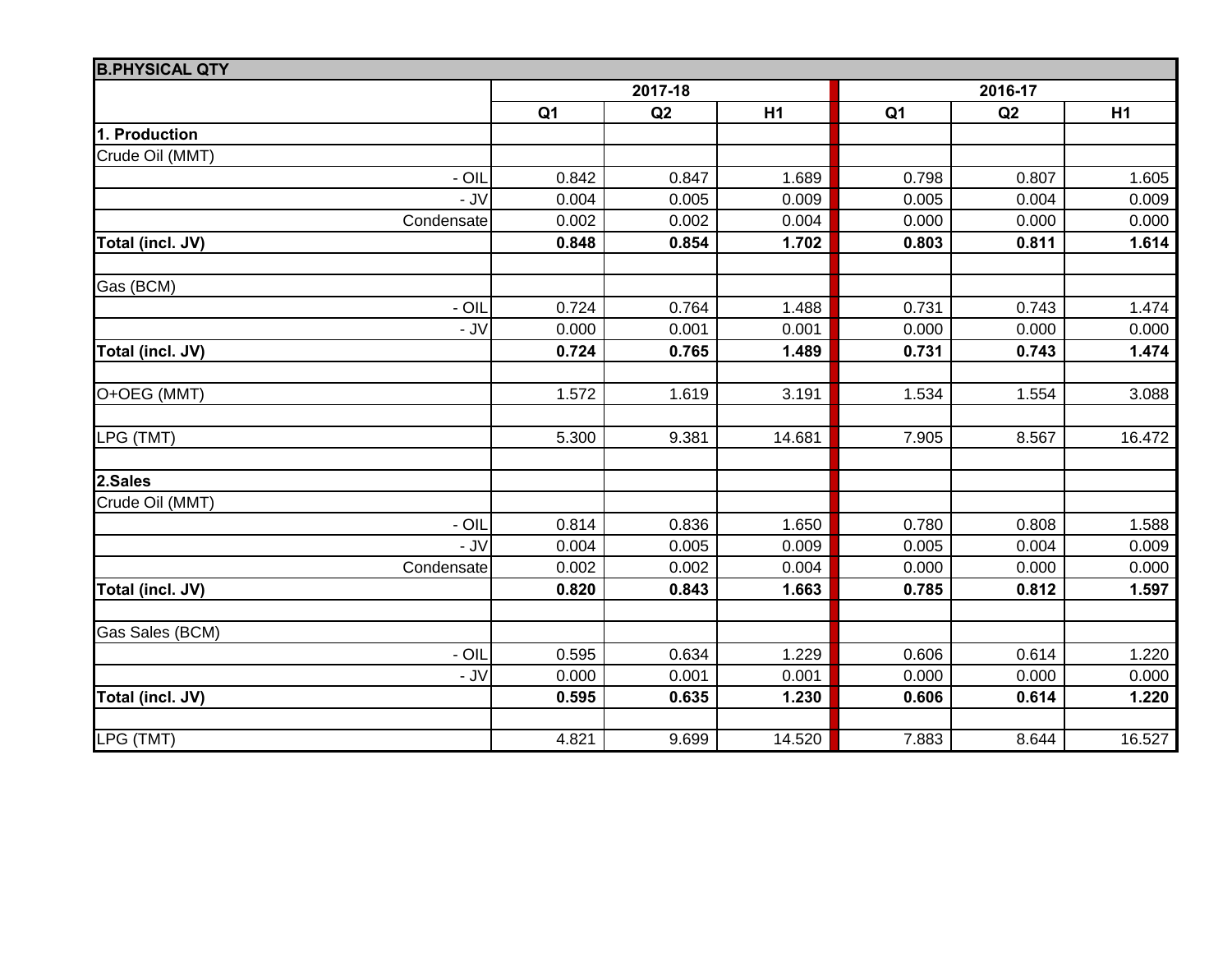| B.PHYSICAL QTY | | | | | | |
|---|---|---|---|---|---|---|
| | 2017-18 | | | 2016-17 | | |
| | Q1 | Q2 | H1 | Q1 | Q2 | H1 |
| **1. Production** | | | | | | |
| Crude Oil (MMT) | | | | | | |
| - OIL | 0.842 | 0.847 | 1.689 | 0.798 | 0.807 | 1.605 |
| - JV | 0.004 | 0.005 | 0.009 | 0.005 | 0.004 | 0.009 |
| Condensate | 0.002 | 0.002 | 0.004 | 0.000 | 0.000 | 0.000 |
| **Total (incl. JV)** | **0.848** | **0.854** | **1.702** | **0.803** | **0.811** | **1.614** |
| | | | | | | |
| Gas (BCM) | | | | | | |
| - OIL | 0.724 | 0.764 | 1.488 | 0.731 | 0.743 | 1.474 |
| - JV | 0.000 | 0.001 | 0.001 | 0.000 | 0.000 | 0.000 |
| **Total (incl. JV)** | **0.724** | **0.765** | **1.489** | **0.731** | **0.743** | **1.474** |
| | | | | | | |
| O+OEG (MMT) | 1.572 | 1.619 | 3.191 | 1.534 | 1.554 | 3.088 |
| | | | | | | |
| LPG (TMT) | 5.300 | 9.381 | 14.681 | 7.905 | 8.567 | 16.472 |
| | | | | | | |
| **2.Sales** | | | | | | |
| Crude Oil (MMT) | | | | | | |
| - OIL | 0.814 | 0.836 | 1.650 | 0.780 | 0.808 | 1.588 |
| - JV | 0.004 | 0.005 | 0.009 | 0.005 | 0.004 | 0.009 |
| Condensate | 0.002 | 0.002 | 0.004 | 0.000 | 0.000 | 0.000 |
| **Total (incl. JV)** | **0.820** | **0.843** | **1.663** | **0.785** | **0.812** | **1.597** |
| | | | | | | |
| Gas Sales (BCM) | | | | | | |
| - OIL | 0.595 | 0.634 | 1.229 | 0.606 | 0.614 | 1.220 |
| - JV | 0.000 | 0.001 | 0.001 | 0.000 | 0.000 | 0.000 |
| **Total (incl. JV)** | **0.595** | **0.635** | **1.230** | **0.606** | **0.614** | **1.220** |
| | | | | | | |
| LPG (TMT) | 4.821 | 9.699 | 14.520 | 7.883 | 8.644 | 16.527 |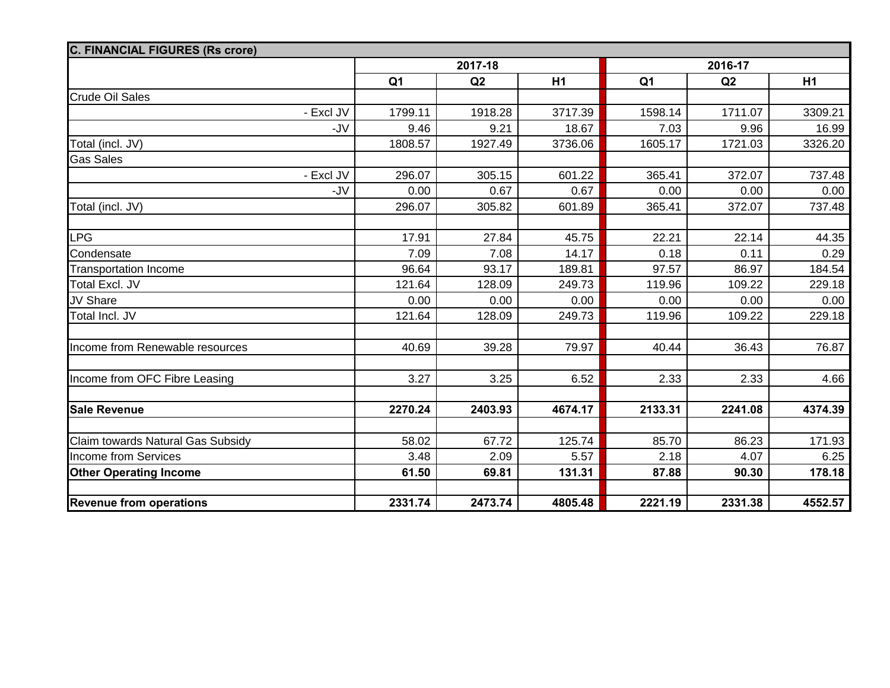| C. FINANCIAL FIGURES (Rs crore) | | | | | | |
|---|---|---|---|---|---|---|
| | 2017-18 | | | 2016-17 | | |
| | Q1 | Q2 | H1 | Q1 | Q2 | H1 |
| Crude Oil Sales | | | | | | |
| - Excl JV | 1799.11 | 1918.28 | 3717.39 | 1598.14 | 1711.07 | 3309.21 |
| -JV | 9.46 | 9.21 | 18.67 | 7.03 | 9.96 | 16.99 |
| Total (incl. JV) | 1808.57 | 1927.49 | 3736.06 | 1605.17 | 1721.03 | 3326.20 |
| Gas Sales | | | | | | |
| - Excl JV | 296.07 | 305.15 | 601.22 | 365.41 | 372.07 | 737.48 |
| -JV | 0.00 | 0.67 | 0.67 | 0.00 | 0.00 | 0.00 |
| Total (incl. JV) | 296.07 | 305.82 | 601.89 | 365.41 | 372.07 | 737.48 |
| | | | | | | |
| LPG | 17.91 | 27.84 | 45.75 | 22.21 | 22.14 | 44.35 |
| Condensate | 7.09 | 7.08 | 14.17 | 0.18 | 0.11 | 0.29 |
| Transportation Income | 96.64 | 93.17 | 189.81 | 97.57 | 86.97 | 184.54 |
| Total Excl. JV | 121.64 | 128.09 | 249.73 | 119.96 | 109.22 | 229.18 |
| JV Share | 0.00 | 0.00 | 0.00 | 0.00 | 0.00 | 0.00 |
| Total Incl. JV | 121.64 | 128.09 | 249.73 | 119.96 | 109.22 | 229.18 |
| | | | | | | |
| Income from Renewable resources | 40.69 | 39.28 | 79.97 | 40.44 | 36.43 | 76.87 |
| | | | | | | |
| Income from OFC Fibre Leasing | 3.27 | 3.25 | 6.52 | 2.33 | 2.33 | 4.66 |
| | | | | | | |
| **Sale Revenue** | **2270.24** | **2403.93** | **4674.17** | **2133.31** | **2241.08** | **4374.39** |
| | | | | | | |
| Claim towards Natural Gas Subsidy | 58.02 | 67.72 | 125.74 | 85.70 | 86.23 | 171.93 |
| Income from Services | 3.48 | 2.09 | 5.57 | 2.18 | 4.07 | 6.25 |
| **Other Operating Income** | **61.50** | **69.81** | **131.31** | **87.88** | **90.30** | **178.18** |
| | | | | | | |
| **Revenue from operations** | **2331.74** | **2473.74** | **4805.48** | **2221.19** | **2331.38** | **4552.57** |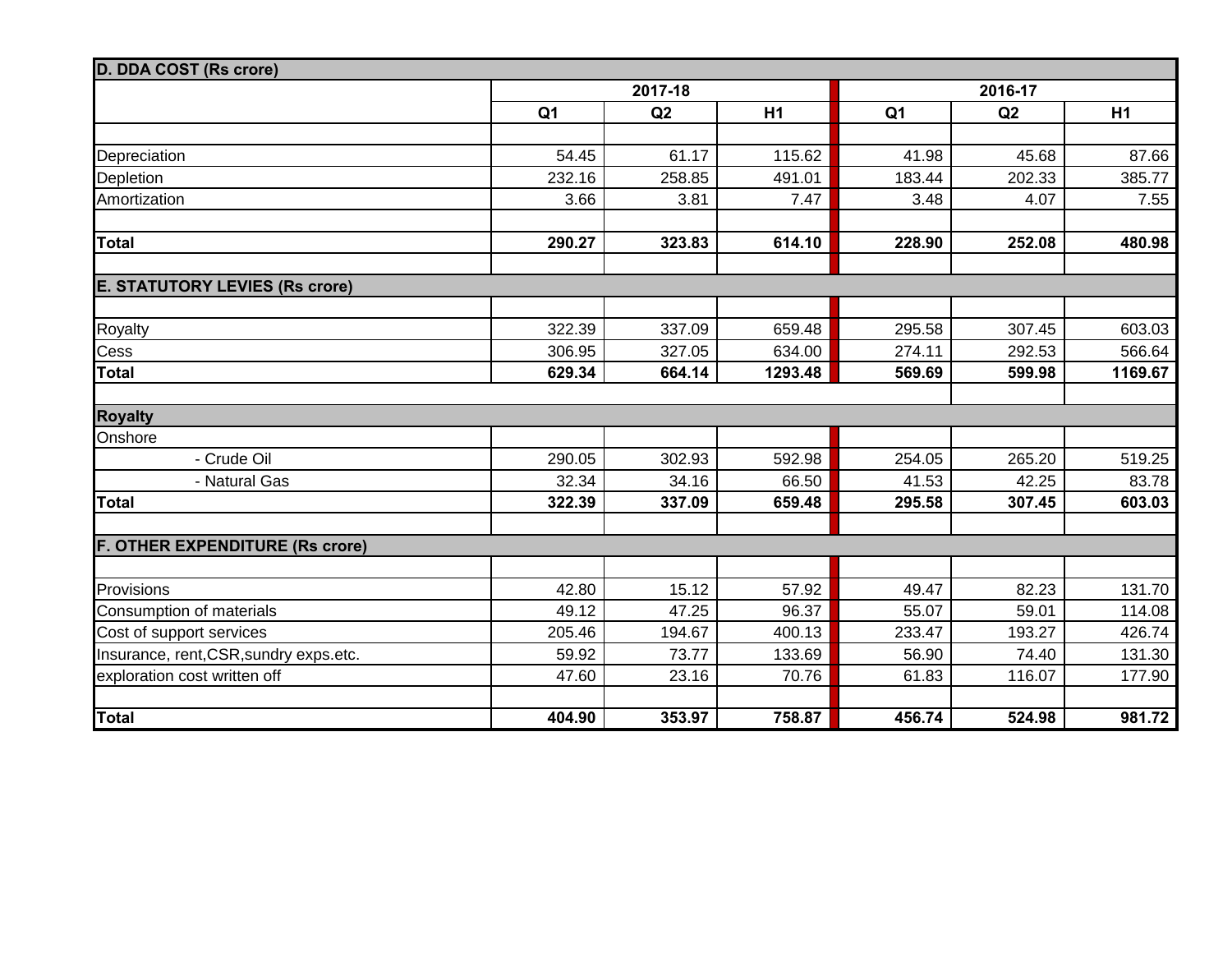| D. DDA COST (Rs crore) | | | | | | |
|---|---|---|---|---|---|---|
| | 2017-18 | | | 2016-17 | | |
| | Q1 | Q2 | H1 | Q1 | Q2 | H1 |
| Depreciation | 54.45 | 61.17 | 115.62 | 41.98 | 45.68 | 87.66 |
| Depletion | 232.16 | 258.85 | 491.01 | 183.44 | 202.33 | 385.77 |
| Amortization | 3.66 | 3.81 | 7.47 | 3.48 | 4.07 | 7.55 |
| **Total** | **290.27** | **323.83** | **614.10** | **228.90** | **252.08** | **480.98** |

| E. STATUTORY LEVIES (Rs crore) | Q1 2017-18 | Q2 2017-18 | H1 2017-18 | Q1 2016-17 | Q2 2016-17 | H1 2016-17 |
|---|---|---|---|---|---|---|
| Royalty | 322.39 | 337.09 | 659.48 | 295.58 | 307.45 | 603.03 |
| Cess | 306.95 | 327.05 | 634.00 | 274.11 | 292.53 | 566.64 |
| **Total** | **629.34** | **664.14** | **1293.48** | **569.69** | **599.98** | **1169.67** |

| Royalty | Q1 2017-18 | Q2 2017-18 | H1 2017-18 | Q1 2016-17 | Q2 2016-17 | H1 2016-17 |
|---|---|---|---|---|---|---|
| Onshore | | | | | | |
| - Crude Oil | 290.05 | 302.93 | 592.98 | 254.05 | 265.20 | 519.25 |
| - Natural Gas | 32.34 | 34.16 | 66.50 | 41.53 | 42.25 | 83.78 |
| **Total** | **322.39** | **337.09** | **659.48** | **295.58** | **307.45** | **603.03** |

| F. OTHER EXPENDITURE (Rs crore) | Q1 2017-18 | Q2 2017-18 | H1 2017-18 | Q1 2016-17 | Q2 2016-17 | H1 2016-17 |
|---|---|---|---|---|---|---|
| Provisions | 42.80 | 15.12 | 57.92 | 49.47 | 82.23 | 131.70 |
| Consumption of materials | 49.12 | 47.25 | 96.37 | 55.07 | 59.01 | 114.08 |
| Cost of support services | 205.46 | 194.67 | 400.13 | 233.47 | 193.27 | 426.74 |
| Insurance, rent,CSR,sundry exps.etc. | 59.92 | 73.77 | 133.69 | 56.90 | 74.40 | 131.30 |
| exploration cost written off | 47.60 | 23.16 | 70.76 | 61.83 | 116.07 | 177.90 |
| **Total** | **404.90** | **353.97** | **758.87** | **456.74** | **524.98** | **981.72** |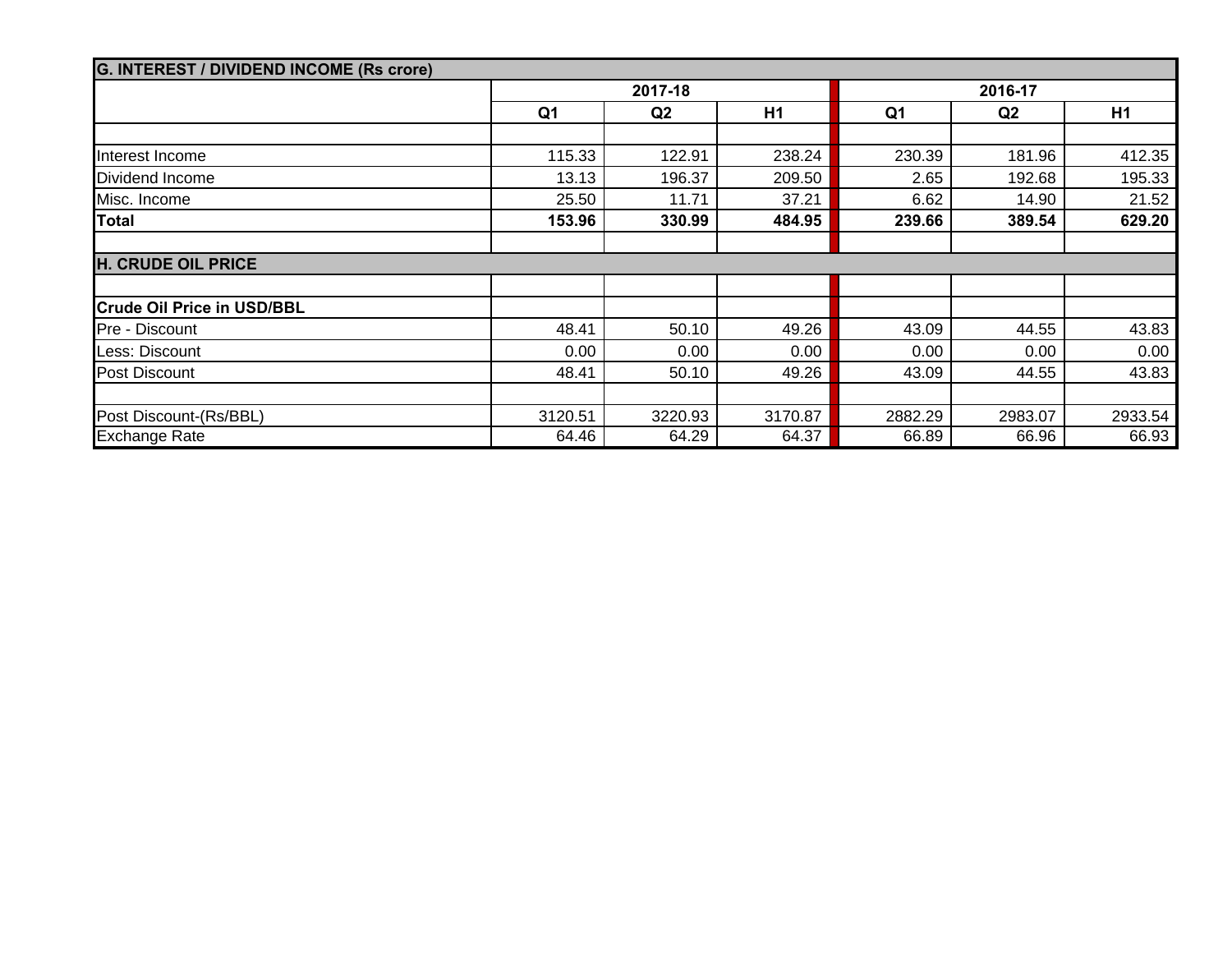| G. INTEREST / DIVIDEND INCOME (Rs crore) | | | | | | |
|---|---|---|---|---|---|---|
| | 2017-18 | | | 2016-17 | | |
| | Q1 | Q2 | H1 | Q1 | Q2 | H1 |
| | | | | | | |
| Interest Income | 115.33 | 122.91 | 238.24 | 230.39 | 181.96 | 412.35 |
| Dividend Income | 13.13 | 196.37 | 209.50 | 2.65 | 192.68 | 195.33 |
| Misc. Income | 25.50 | 11.71 | 37.21 | 6.62 | 14.90 | 21.52 |
| **Total** | **153.96** | **330.99** | **484.95** | **239.66** | **389.54** | **629.20** |
| | | | | | | |
| **H. CRUDE OIL PRICE** | | | | | | |
| | | | | | | |
| **Crude Oil Price in USD/BBL** | | | | | | |
| Pre - Discount | 48.41 | 50.10 | 49.26 | 43.09 | 44.55 | 43.83 |
| Less: Discount | 0.00 | 0.00 | 0.00 | 0.00 | 0.00 | 0.00 |
| Post Discount | 48.41 | 50.10 | 49.26 | 43.09 | 44.55 | 43.83 |
| | | | | | | |
| Post Discount-(Rs/BBL) | 3120.51 | 3220.93 | 3170.87 | 2882.29 | 2983.07 | 2933.54 |
| Exchange Rate | 64.46 | 64.29 | 64.37 | 66.89 | 66.96 | 66.93 |